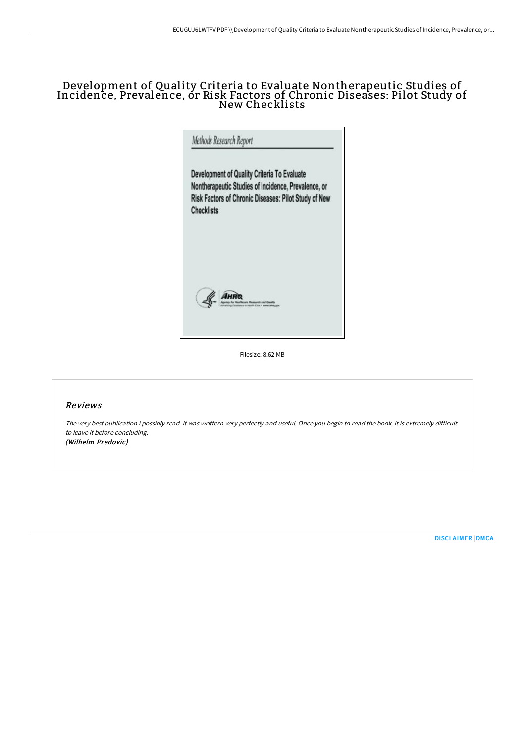# Development of Quality Criteria to Evaluate Nontherapeutic Studies of Incidence, Prevalence, or Risk Factors of Chronic Diseases: Pilot Study of New Checklists

Methods Research Report

Development of Quality Criteria To Evaluate Nontherapeutic Studies of Incidence, Prevalence, or Risk Factors of Chronic Diseases: Pilot Study of New Checklists

AHRQ

Agency for Healthcare Research and Quality

Advancing Excellence in Health Care • www.ahrq.gov

Filesize: 8.62 MB

## Reviews

*The very best publication i possibly read. it was writtern very perfectly and useful. Once you begin to read the book, it is extremely difficult to leave it before concluding.*

***(Wilhelm Predovic)***

DISCLAIMER | DMCA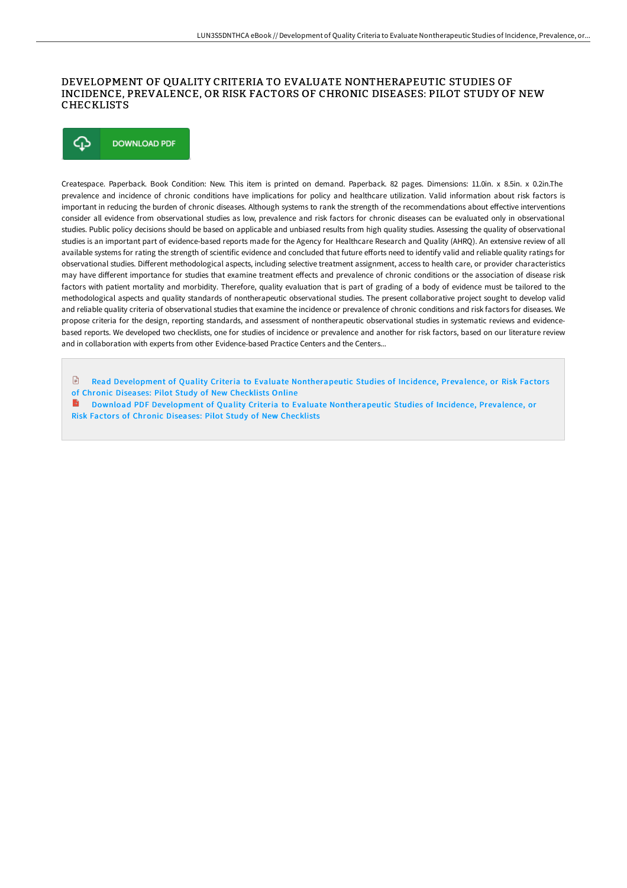# DEVELOPMENT OF QUALITY CRITERIA TO EVALUATE NONTHERAPEUTIC STUDIES OF INCIDENCE, PREVALENCE, OR RISK FACTORS OF CHRONIC DISEASES: PILOT STUDY OF NEW CHECKLISTS

DOWNLOAD PDF

Createspace. Paperback. Book Condition: New. This item is printed on demand. Paperback. 82 pages. Dimensions: 11.0in. x 8.5in. x 0.2in.The prevalence and incidence of chronic conditions have implications for policy and healthcare utilization. Valid information about risk factors is important in reducing the burden of chronic diseases. Although systems to rank the strength of the recommendations about effective interventions consider all evidence from observational studies as low, prevalence and risk factors for chronic diseases can be evaluated only in observational studies. Public policy decisions should be based on applicable and unbiased results from high quality studies. Assessing the quality of observational studies is an important part of evidence-based reports made for the Agency for Healthcare Research and Quality (AHRQ). An extensive review of all available systems for rating the strength of scientific evidence and concluded that future efforts need to identify valid and reliable quality ratings for observational studies. Different methodological aspects, including selective treatment assignment, access to health care, or provider characteristics may have different importance for studies that examine treatment effects and prevalence of chronic conditions or the association of disease risk factors with patient mortality and morbidity. Therefore, quality evaluation that is part of grading of a body of evidence must be tailored to the methodological aspects and quality standards of nontherapeutic observational studies. The present collaborative project sought to develop valid and reliable quality criteria of observational studies that examine the incidence or prevalence of chronic conditions and risk factors for diseases. We propose criteria for the design, reporting standards, and assessment of nontherapeutic observational studies in systematic reviews and evidence-based reports. We developed two checklists, one for studies of incidence or prevalence and another for risk factors, based on our literature review and in collaboration with experts from other Evidence-based Practice Centers and the Centers...

Read Development of Quality Criteria to Evaluate Nontherapeutic Studies of Incidence, Prevalence, or Risk Factors of Chronic Diseases: Pilot Study of New Checklists Online

Download PDF Development of Quality Criteria to Evaluate Nontherapeutic Studies of Incidence, Prevalence, or Risk Factors of Chronic Diseases: Pilot Study of New Checklists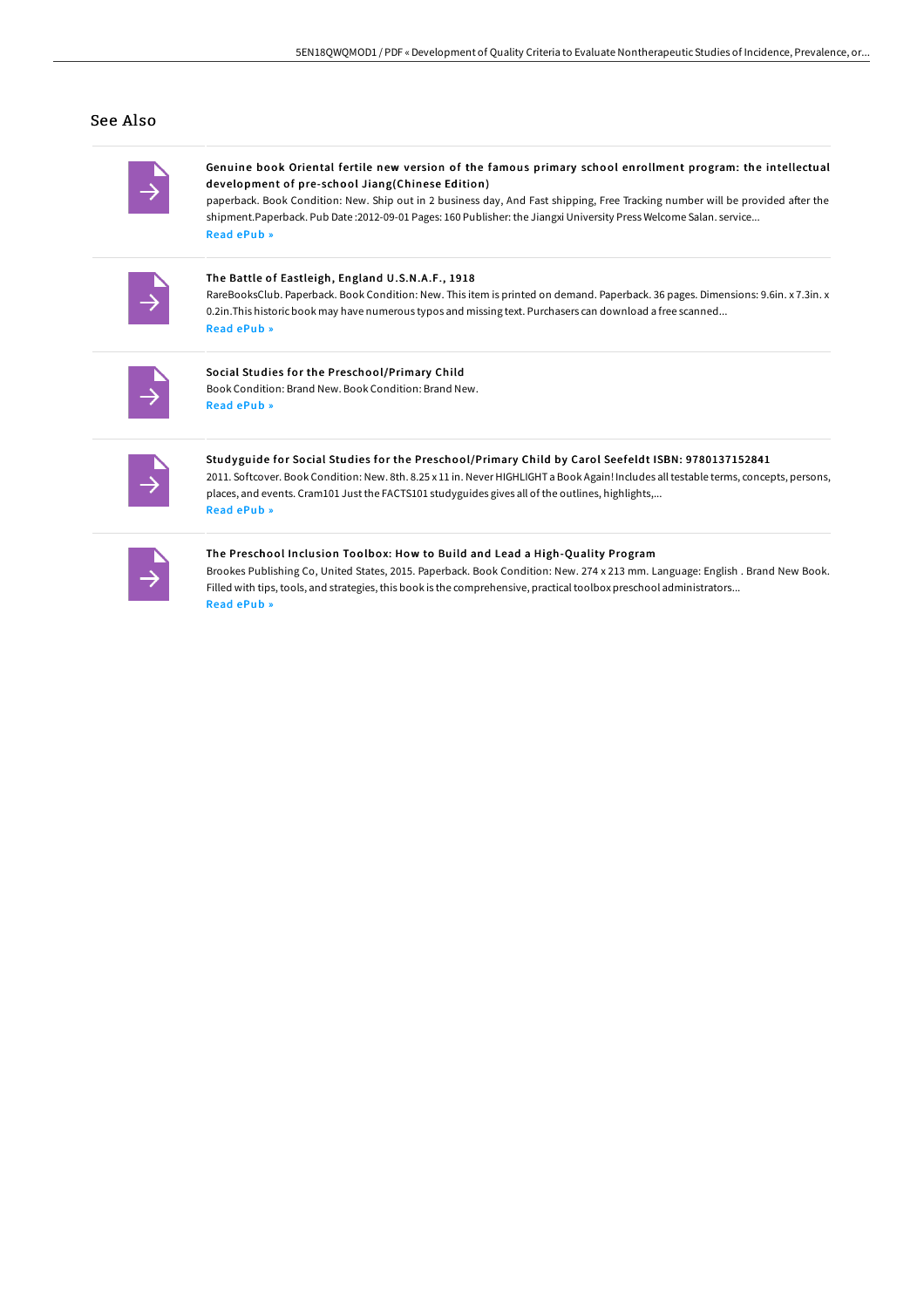## See Also

**Genuine book Oriental fertile new version of the famous primary school enrollment program: the intellectual development of pre-school Jiang(Chinese Edition)**

paperback. Book Condition: New. Ship out in 2 business day, And Fast shipping, Free Tracking number will be provided after the shipment.Paperback. Pub Date :2012-09-01 Pages: 160 Publisher: the Jiangxi University Press Welcome Salan. service...

Read ePub »

**The Battle of Eastleigh, England U.S.N.A.F., 1918**

RareBooksClub. Paperback. Book Condition: New. This item is printed on demand. Paperback. 36 pages. Dimensions: 9.6in. x 7.3in. x 0.2in.This historic book may have numerous typos and missing text. Purchasers can download a free scanned...

Read ePub »

**Social Studies for the Preschool/Primary Child**

Book Condition: Brand New. Book Condition: Brand New.

Read ePub »

**Studyguide for Social Studies for the Preschool/Primary Child by Carol Seefeldt ISBN: 9780137152841**

2011. Softcover. Book Condition: New. 8th. 8.25 x 11 in. Never HIGHLIGHT a Book Again! Includes all testable terms, concepts, persons, places, and events. Cram101 Just the FACTS101 studyguides gives all of the outlines, highlights,...

Read ePub »

**The Preschool Inclusion Toolbox: How to Build and Lead a High-Quality Program**

Brookes Publishing Co, United States, 2015. Paperback. Book Condition: New. 274 x 213 mm. Language: English . Brand New Book. Filled with tips, tools, and strategies, this book is the comprehensive, practical toolbox preschool administrators...

Read ePub »